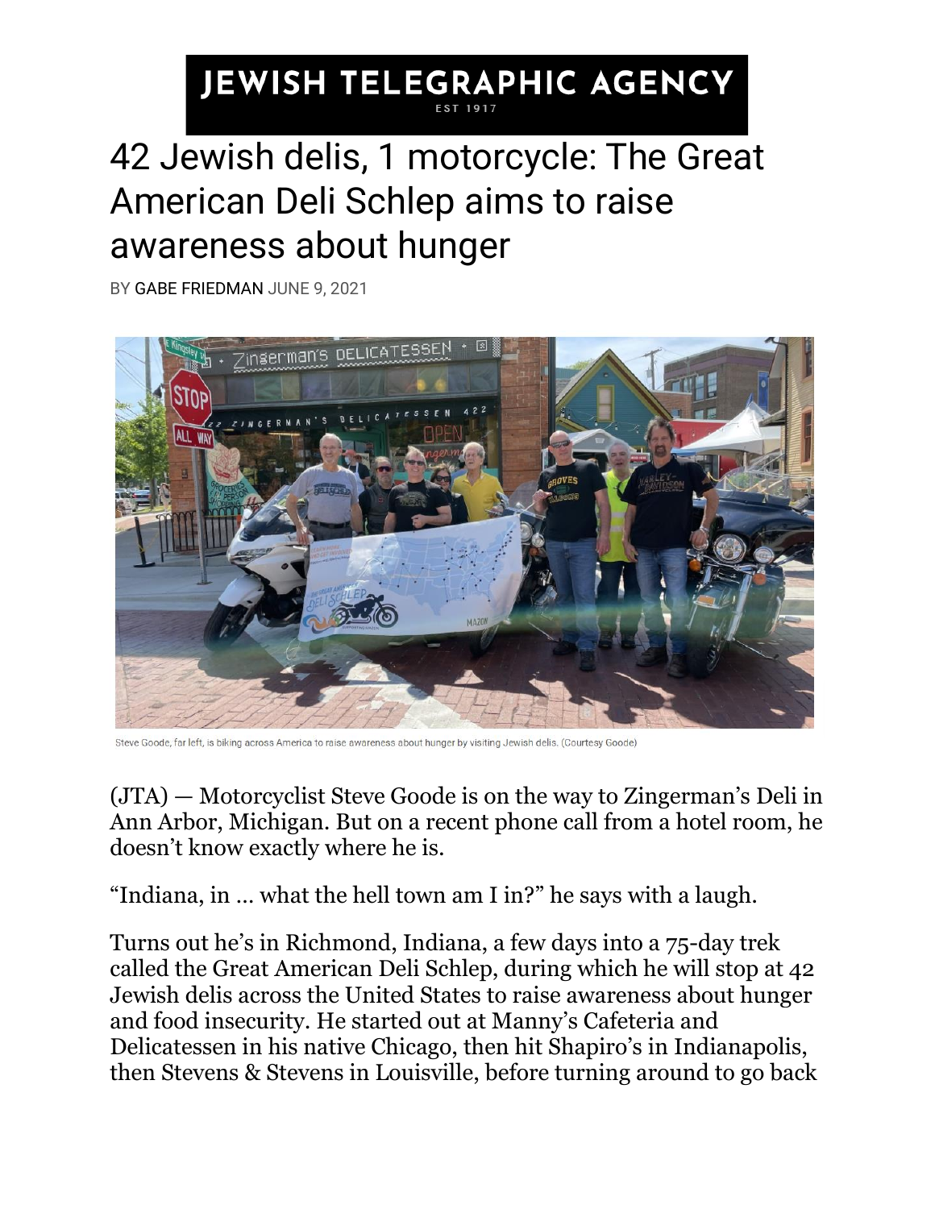JEWISH TELEGRAPHIC AGENCY
EST 1917

# 42 Jewish delis, 1 motorcycle: The Great American Deli Schlep aims to raise awareness about hunger

BY GABE FRIEDMAN JUNE 9, 2021

Steve Goode, far left, is biking across America to raise awareness about hunger by visiting Jewish delis. (Courtesy Goode)

(JTA) — Motorcyclist Steve Goode is on the way to Zingerman's Deli in Ann Arbor, Michigan. But on a recent phone call from a hotel room, he doesn't know exactly where he is.

"Indiana, in … what the hell town am I in?" he says with a laugh.

Turns out he's in Richmond, Indiana, a few days into a 75-day trek called the Great American Deli Schlep, during which he will stop at 42 Jewish delis across the United States to raise awareness about hunger and food insecurity. He started out at Manny's Cafeteria and Delicatessen in his native Chicago, then hit Shapiro's in Indianapolis, then Stevens & Stevens in Louisville, before turning around to go back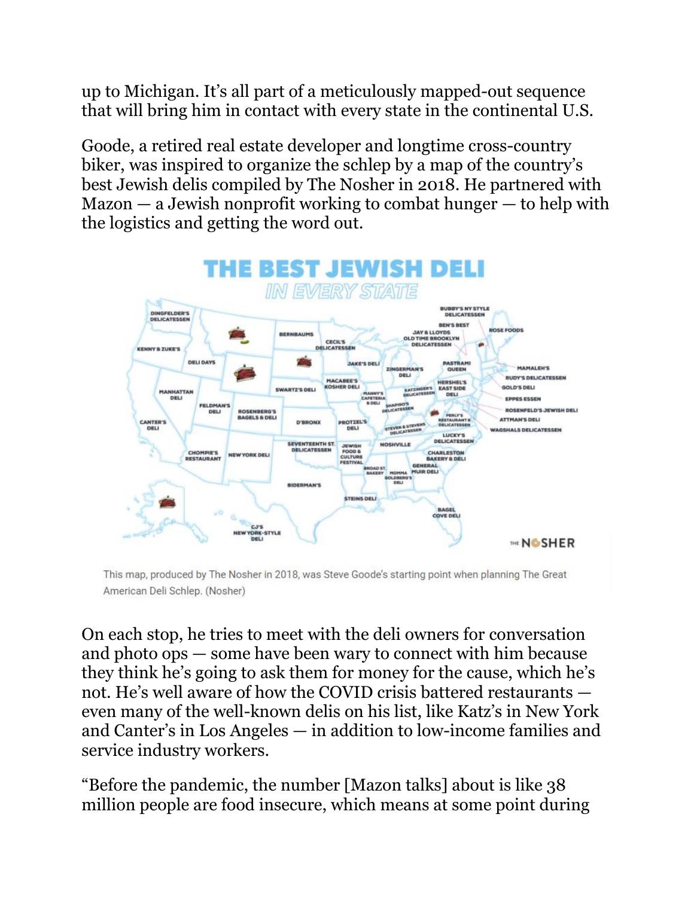up to Michigan. It's all part of a meticulously mapped-out sequence that will bring him in contact with every state in the continental U.S.

Goode, a retired real estate developer and longtime cross-country biker, was inspired to organize the schlep by a map of the country's best Jewish delis compiled by The Nosher in 2018. He partnered with Mazon — a Jewish nonprofit working to combat hunger — to help with the logistics and getting the word out.

This map, produced by The Nosher in 2018, was Steve Goode's starting point when planning The Great American Deli Schlep. (Nosher)

On each stop, he tries to meet with the deli owners for conversation and photo ops — some have been wary to connect with him because they think he's going to ask them for money for the cause, which he's not. He's well aware of how the COVID crisis battered restaurants — even many of the well-known delis on his list, like Katz's in New York and Canter's in Los Angeles — in addition to low-income families and service industry workers.

"Before the pandemic, the number [Mazon talks] about is like 38 million people are food insecure, which means at some point during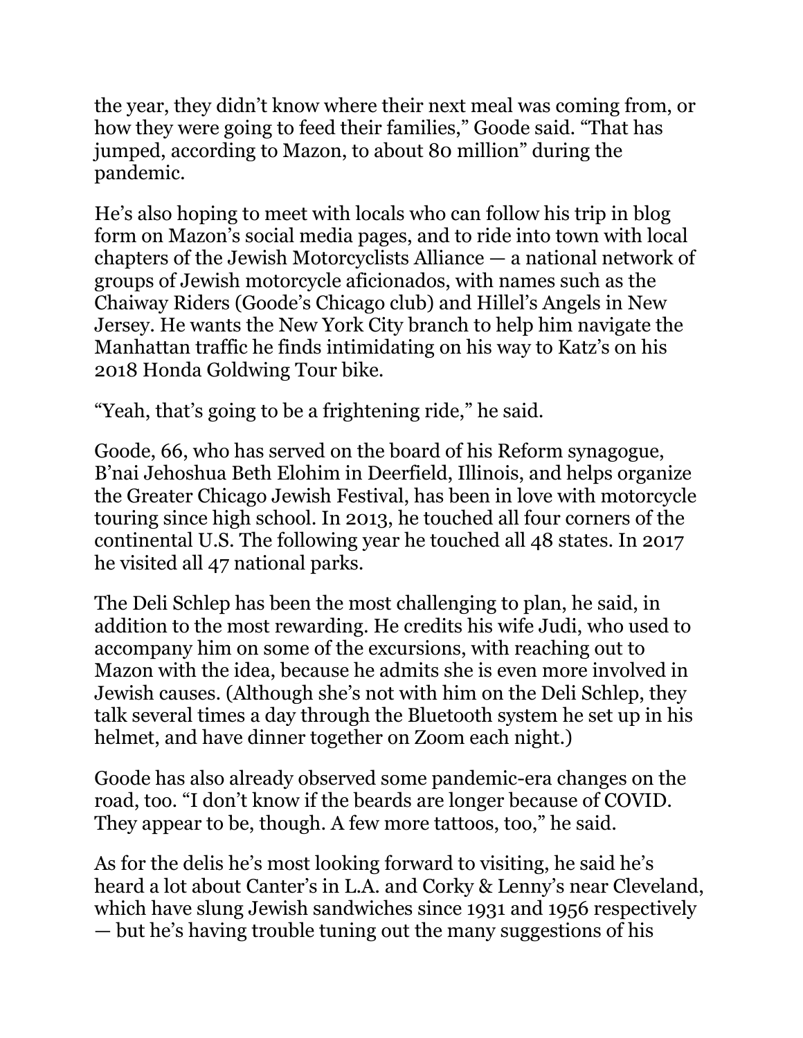the year, they didn't know where their next meal was coming from, or how they were going to feed their families," Goode said. "That has jumped, according to Mazon, to about 80 million" during the pandemic.

He's also hoping to meet with locals who can follow his trip in blog form on Mazon's social media pages, and to ride into town with local chapters of the Jewish Motorcyclists Alliance — a national network of groups of Jewish motorcycle aficionados, with names such as the Chaiway Riders (Goode's Chicago club) and Hillel's Angels in New Jersey. He wants the New York City branch to help him navigate the Manhattan traffic he finds intimidating on his way to Katz's on his 2018 Honda Goldwing Tour bike.

"Yeah, that's going to be a frightening ride," he said.

Goode, 66, who has served on the board of his Reform synagogue, B'nai Jehoshua Beth Elohim in Deerfield, Illinois, and helps organize the Greater Chicago Jewish Festival, has been in love with motorcycle touring since high school. In 2013, he touched all four corners of the continental U.S. The following year he touched all 48 states. In 2017 he visited all 47 national parks.

The Deli Schlep has been the most challenging to plan, he said, in addition to the most rewarding. He credits his wife Judi, who used to accompany him on some of the excursions, with reaching out to Mazon with the idea, because he admits she is even more involved in Jewish causes. (Although she's not with him on the Deli Schlep, they talk several times a day through the Bluetooth system he set up in his helmet, and have dinner together on Zoom each night.)

Goode has also already observed some pandemic-era changes on the road, too. "I don't know if the beards are longer because of COVID. They appear to be, though. A few more tattoos, too," he said.

As for the delis he's most looking forward to visiting, he said he's heard a lot about Canter's in L.A. and Corky & Lenny's near Cleveland, which have slung Jewish sandwiches since 1931 and 1956 respectively — but he's having trouble tuning out the many suggestions of his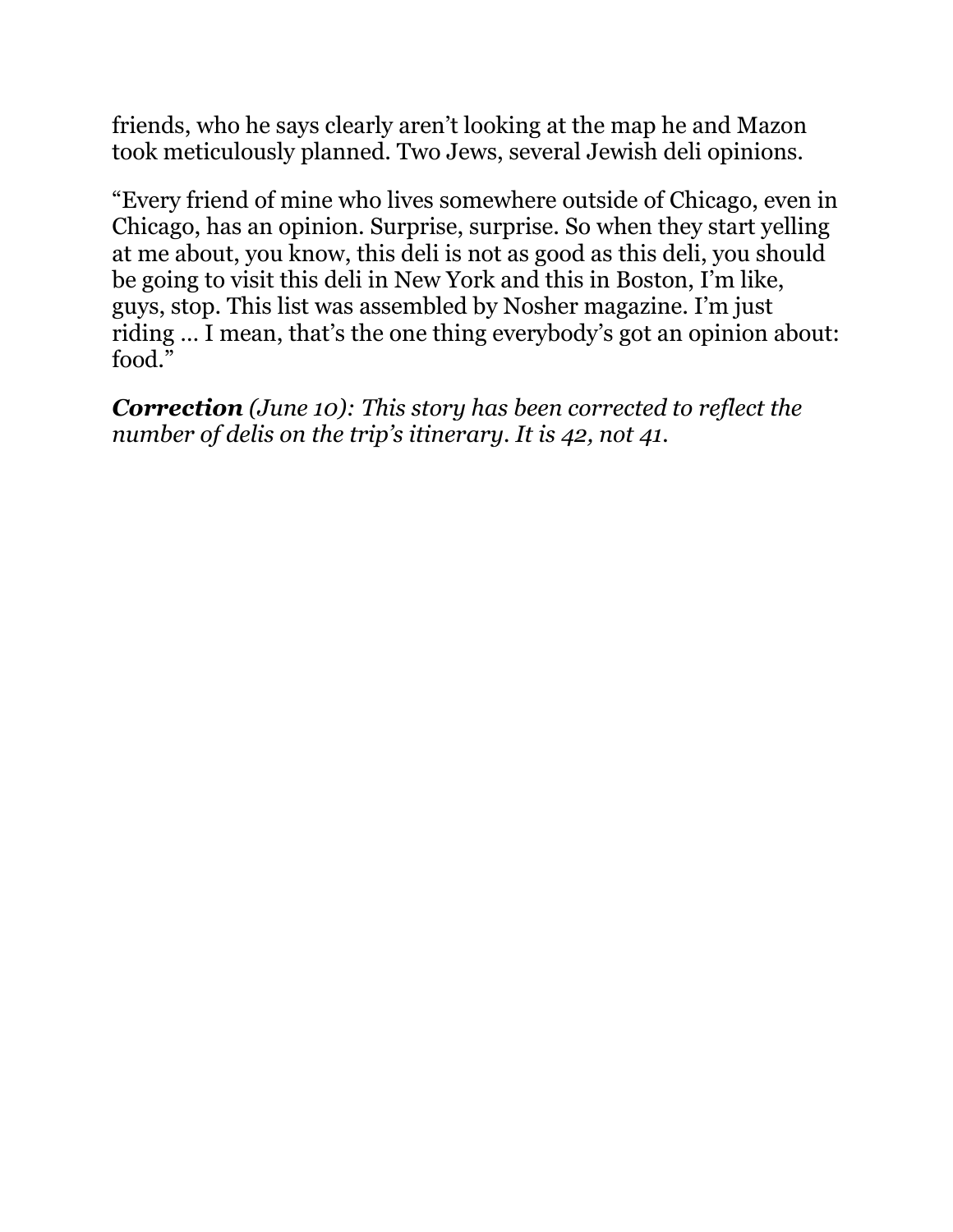friends, who he says clearly aren't looking at the map he and Mazon took meticulously planned. Two Jews, several Jewish deli opinions.

"Every friend of mine who lives somewhere outside of Chicago, even in Chicago, has an opinion. Surprise, surprise. So when they start yelling at me about, you know, this deli is not as good as this deli, you should be going to visit this deli in New York and this in Boston, I'm like, guys, stop. This list was assembled by Nosher magazine. I'm just riding … I mean, that's the one thing everybody's got an opinion about: food."

***Correction*** *(June 10): This story has been corrected to reflect the number of delis on the trip's itinerary. It is 42, not 41.*